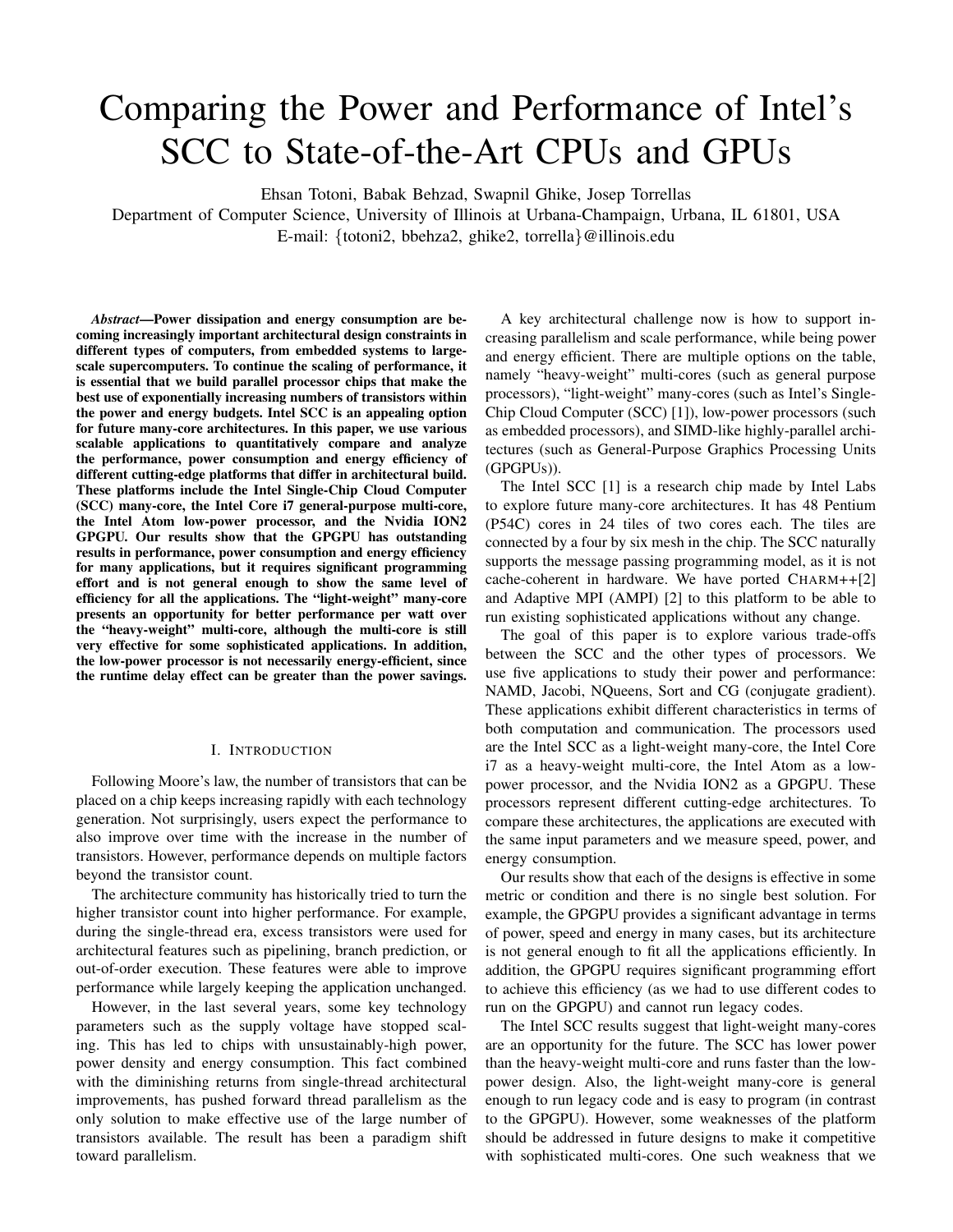# Comparing the Power and Performance of Intel's SCC to State-of-the-Art CPUs and GPUs

Ehsan Totoni, Babak Behzad, Swapnil Ghike, Josep Torrellas

Department of Computer Science, University of Illinois at Urbana-Champaign, Urbana, IL 61801, USA

E-mail: {totoni2, bbehza2, ghike2, torrella}@illinois.edu

***Abstract*—Power dissipation and energy consumption are becoming increasingly important architectural design constraints in different types of computers, from embedded systems to large-scale supercomputers. To continue the scaling of performance, it is essential that we build parallel processor chips that make the best use of exponentially increasing numbers of transistors within the power and energy budgets. Intel SCC is an appealing option for future many-core architectures. In this paper, we use various scalable applications to quantitatively compare and analyze the performance, power consumption and energy efficiency of different cutting-edge platforms that differ in architectural build. These platforms include the Intel Single-Chip Cloud Computer (SCC) many-core, the Intel Core i7 general-purpose multi-core, the Intel Atom low-power processor, and the Nvidia ION2 GPGPU. Our results show that the GPGPU has outstanding results in performance, power consumption and energy efficiency for many applications, but it requires significant programming effort and is not general enough to show the same level of efficiency for all the applications. The "light-weight" many-core presents an opportunity for better performance per watt over the "heavy-weight" multi-core, although the multi-core is still very effective for some sophisticated applications. In addition, the low-power processor is not necessarily energy-efficient, since the runtime delay effect can be greater than the power savings.**

## I. Introduction

Following Moore's law, the number of transistors that can be placed on a chip keeps increasing rapidly with each technology generation. Not surprisingly, users expect the performance to also improve over time with the increase in the number of transistors. However, performance depends on multiple factors beyond the transistor count.

The architecture community has historically tried to turn the higher transistor count into higher performance. For example, during the single-thread era, excess transistors were used for architectural features such as pipelining, branch prediction, or out-of-order execution. These features were able to improve performance while largely keeping the application unchanged.

However, in the last several years, some key technology parameters such as the supply voltage have stopped scaling. This has led to chips with unsustainably-high power, power density and energy consumption. This fact combined with the diminishing returns from single-thread architectural improvements, has pushed forward thread parallelism as the only solution to make effective use of the large number of transistors available. The result has been a paradigm shift toward parallelism.

A key architectural challenge now is how to support increasing parallelism and scale performance, while being power and energy efficient. There are multiple options on the table, namely "heavy-weight" multi-cores (such as general purpose processors), "light-weight" many-cores (such as Intel's Single-Chip Cloud Computer (SCC) [1]), low-power processors (such as embedded processors), and SIMD-like highly-parallel architectures (such as General-Purpose Graphics Processing Units (GPGPUs)).

The Intel SCC [1] is a research chip made by Intel Labs to explore future many-core architectures. It has 48 Pentium (P54C) cores in 24 tiles of two cores each. The tiles are connected by a four by six mesh in the chip. The SCC naturally supports the message passing programming model, as it is not cache-coherent in hardware. We have ported CHARM++[2] and Adaptive MPI (AMPI) [2] to this platform to be able to run existing sophisticated applications without any change.

The goal of this paper is to explore various trade-offs between the SCC and the other types of processors. We use five applications to study their power and performance: NAMD, Jacobi, NQueens, Sort and CG (conjugate gradient). These applications exhibit different characteristics in terms of both computation and communication. The processors used are the Intel SCC as a light-weight many-core, the Intel Core i7 as a heavy-weight multi-core, the Intel Atom as a low-power processor, and the Nvidia ION2 as a GPGPU. These processors represent different cutting-edge architectures. To compare these architectures, the applications are executed with the same input parameters and we measure speed, power, and energy consumption.

Our results show that each of the designs is effective in some metric or condition and there is no single best solution. For example, the GPGPU provides a significant advantage in terms of power, speed and energy in many cases, but its architecture is not general enough to fit all the applications efficiently. In addition, the GPGPU requires significant programming effort to achieve this efficiency (as we had to use different codes to run on the GPGPU) and cannot run legacy codes.

The Intel SCC results suggest that light-weight many-cores are an opportunity for the future. The SCC has lower power than the heavy-weight multi-core and runs faster than the low-power design. Also, the light-weight many-core is general enough to run legacy code and is easy to program (in contrast to the GPGPU). However, some weaknesses of the platform should be addressed in future designs to make it competitive with sophisticated multi-cores. One such weakness that we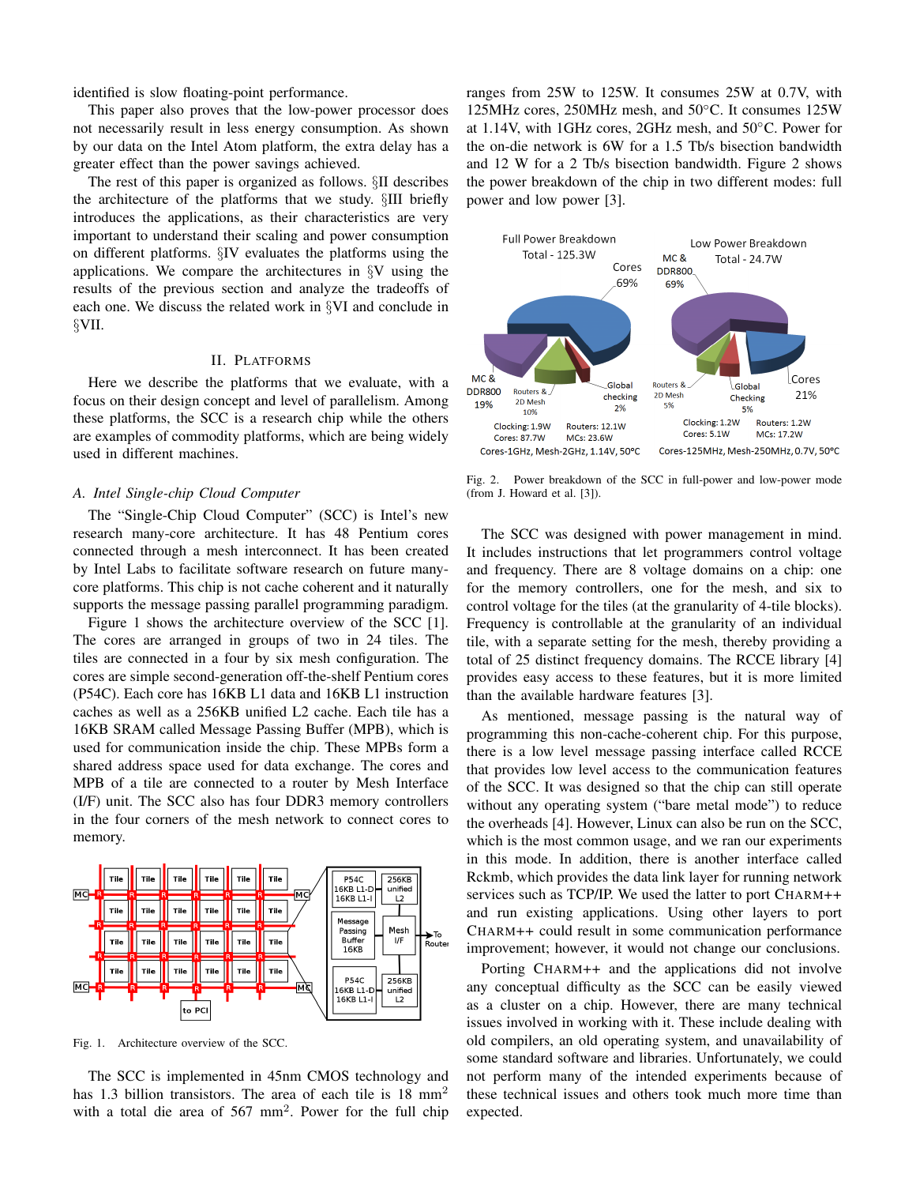identified is slow floating-point performance.

This paper also proves that the low-power processor does not necessarily result in less energy consumption. As shown by our data on the Intel Atom platform, the extra delay has a greater effect than the power savings achieved.

The rest of this paper is organized as follows. §II describes the architecture of the platforms that we study. §III briefly introduces the applications, as their characteristics are very important to understand their scaling and power consumption on different platforms. §IV evaluates the platforms using the applications. We compare the architectures in §V using the results of the previous section and analyze the tradeoffs of each one. We discuss the related work in §VI and conclude in §VII.

## II. Platforms

Here we describe the platforms that we evaluate, with a focus on their design concept and level of parallelism. Among these platforms, the SCC is a research chip while the others are examples of commodity platforms, which are being widely used in different machines.

### A. Intel Single-chip Cloud Computer

The "Single-Chip Cloud Computer" (SCC) is Intel's new research many-core architecture. It has 48 Pentium cores connected through a mesh interconnect. It has been created by Intel Labs to facilitate software research on future many-core platforms. This chip is not cache coherent and it naturally supports the message passing parallel programming paradigm.

Figure 1 shows the architecture overview of the SCC [1]. The cores are arranged in groups of two in 24 tiles. The tiles are connected in a four by six mesh configuration. The cores are simple second-generation off-the-shelf Pentium cores (P54C). Each core has 16KB L1 data and 16KB L1 instruction caches as well as a 256KB unified L2 cache. Each tile has a 16KB SRAM called Message Passing Buffer (MPB), which is used for communication inside the chip. These MPBs form a shared address space used for data exchange. The cores and MPB of a tile are connected to a router by Mesh Interface (I/F) unit. The SCC also has four DDR3 memory controllers in the four corners of the mesh network to connect cores to memory.

Fig. 1. Architecture overview of the SCC.

The SCC is implemented in 45nm CMOS technology and has 1.3 billion transistors. The area of each tile is 18 mm$^2$ with a total die area of 567 mm$^2$. Power for the full chip ranges from 25W to 125W. It consumes 25W at 0.7V, with 125MHz cores, 250MHz mesh, and 50°C. It consumes 125W at 1.14V, with 1GHz cores, 2GHz mesh, and 50°C. Power for the on-die network is 6W for a 1.5 Tb/s bisection bandwidth and 12 W for a 2 Tb/s bisection bandwidth. Figure 2 shows the power breakdown of the chip in two different modes: full power and low power [3].

Fig. 2. Power breakdown of the SCC in full-power and low-power mode (from J. Howard et al. [3]).

The SCC was designed with power management in mind. It includes instructions that let programmers control voltage and frequency. There are 8 voltage domains on a chip: one for the memory controllers, one for the mesh, and six to control voltage for the tiles (at the granularity of 4-tile blocks). Frequency is controllable at the granularity of an individual tile, with a separate setting for the mesh, thereby providing a total of 25 distinct frequency domains. The RCCE library [4] provides easy access to these features, but it is more limited than the available hardware features [3].

As mentioned, message passing is the natural way of programming this non-cache-coherent chip. For this purpose, there is a low level message passing interface called RCCE that provides low level access to the communication features of the SCC. It was designed so that the chip can still operate without any operating system ("bare metal mode") to reduce the overheads [4]. However, Linux can also be run on the SCC, which is the most common usage, and we ran our experiments in this mode. In addition, there is another interface called Rckmb, which provides the data link layer for running network services such as TCP/IP. We used the latter to port CHARM++ and run existing applications. Using other layers to port CHARM++ could result in some communication performance improvement; however, it would not change our conclusions.

Porting CHARM++ and the applications did not involve any conceptual difficulty as the SCC can be easily viewed as a cluster on a chip. However, there are many technical issues involved in working with it. These include dealing with old compilers, an old operating system, and unavailability of some standard software and libraries. Unfortunately, we could not perform many of the intended experiments because of these technical issues and others took much more time than expected.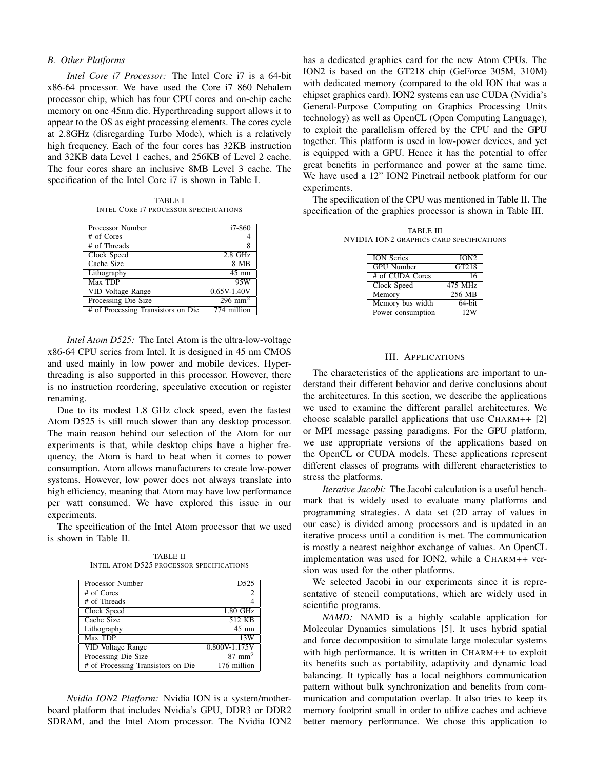### B. Other Platforms

*Intel Core i7 Processor:* The Intel Core i7 is a 64-bit x86-64 processor. We have used the Core i7 860 Nehalem processor chip, which has four CPU cores and on-chip cache memory on one 45nm die. Hyperthreading support allows it to appear to the OS as eight processing elements. The cores cycle at 2.8GHz (disregarding Turbo Mode), which is a relatively high frequency. Each of the four cores has 32KB instruction and 32KB data Level 1 caches, and 256KB of Level 2 cache. The four cores share an inclusive 8MB Level 3 cache. The specification of the Intel Core i7 is shown in Table I.

TABLE I
INTEL CORE I7 PROCESSOR SPECIFICATIONS

| Processor Number | i7-860 |
|---|---|
| # of Cores | 4 |
| # of Threads | 8 |
| Clock Speed | 2.8 GHz |
| Cache Size | 8 MB |
| Lithography | 45 nm |
| Max TDP | 95W |
| VID Voltage Range | 0.65V-1.40V |
| Processing Die Size | 296 $mm^2$ |
| # of Processing Transistors on Die | 774 million |

*Intel Atom D525:* The Intel Atom is the ultra-low-voltage x86-64 CPU series from Intel. It is designed in 45 nm CMOS and used mainly in low power and mobile devices. Hyperthreading is also supported in this processor. However, there is no instruction reordering, speculative execution or register renaming.

Due to its modest 1.8 GHz clock speed, even the fastest Atom D525 is still much slower than any desktop processor. The main reason behind our selection of the Atom for our experiments is that, while desktop chips have a higher frequency, the Atom is hard to beat when it comes to power consumption. Atom allows manufacturers to create low-power systems. However, low power does not always translate into high efficiency, meaning that Atom may have low performance per watt consumed. We have explored this issue in our experiments.

The specification of the Intel Atom processor that we used is shown in Table II.

TABLE II
INTEL ATOM D525 PROCESSOR SPECIFICATIONS

| Processor Number | D525 |
|---|---|
| # of Cores | 2 |
| # of Threads | 4 |
| Clock Speed | 1.80 GHz |
| Cache Size | 512 KB |
| Lithography | 45 nm |
| Max TDP | 13W |
| VID Voltage Range | 0.800V-1.175V |
| Processing Die Size | 87 $mm^2$ |
| # of Processing Transistors on Die | 176 million |

*Nvidia ION2 Platform:* Nvidia ION is a system/motherboard platform that includes Nvidia's GPU, DDR3 or DDR2 SDRAM, and the Intel Atom processor. The Nvidia ION2 has a dedicated graphics card for the new Atom CPUs. The ION2 is based on the GT218 chip (GeForce 305M, 310M) with dedicated memory (compared to the old ION that was a chipset graphics card). ION2 systems can use CUDA (Nvidia's General-Purpose Computing on Graphics Processing Units technology) as well as OpenCL (Open Computing Language), to exploit the parallelism offered by the CPU and the GPU together. This platform is used in low-power devices, and yet is equipped with a GPU. Hence it has the potential to offer great benefits in performance and power at the same time. We have used a 12" ION2 Pinetrail netbook platform for our experiments.

The specification of the CPU was mentioned in Table II. The specification of the graphics processor is shown in Table III.

TABLE III
NVIDIA ION2 GRAPHICS CARD SPECIFICATIONS

| ION Series | ION2 |
|---|---|
| GPU Number | GT218 |
| # of CUDA Cores | 16 |
| Clock Speed | 475 MHz |
| Memory | 256 MB |
| Memory bus width | 64-bit |
| Power consumption | 12W |

## III. APPLICATIONS

The characteristics of the applications are important to understand their different behavior and derive conclusions about the architectures. In this section, we describe the applications we used to examine the different parallel architectures. We choose scalable parallel applications that use CHARM++ [2] or MPI message passing paradigms. For the GPU platform, we use appropriate versions of the applications based on the OpenCL or CUDA models. These applications represent different classes of programs with different characteristics to stress the platforms.

*Iterative Jacobi:* The Jacobi calculation is a useful benchmark that is widely used to evaluate many platforms and programming strategies. A data set (2D array of values in our case) is divided among processors and is updated in an iterative process until a condition is met. The communication is mostly a nearest neighbor exchange of values. An OpenCL implementation was used for ION2, while a CHARM++ version was used for the other platforms.

We selected Jacobi in our experiments since it is representative of stencil computations, which are widely used in scientific programs.

*NAMD:* NAMD is a highly scalable application for Molecular Dynamics simulations [5]. It uses hybrid spatial and force decomposition to simulate large molecular systems with high performance. It is written in CHARM++ to exploit its benefits such as portability, adaptivity and dynamic load balancing. It typically has a local neighbors communication pattern without bulk synchronization and benefits from communication and computation overlap. It also tries to keep its memory footprint small in order to utilize caches and achieve better memory performance. We chose this application to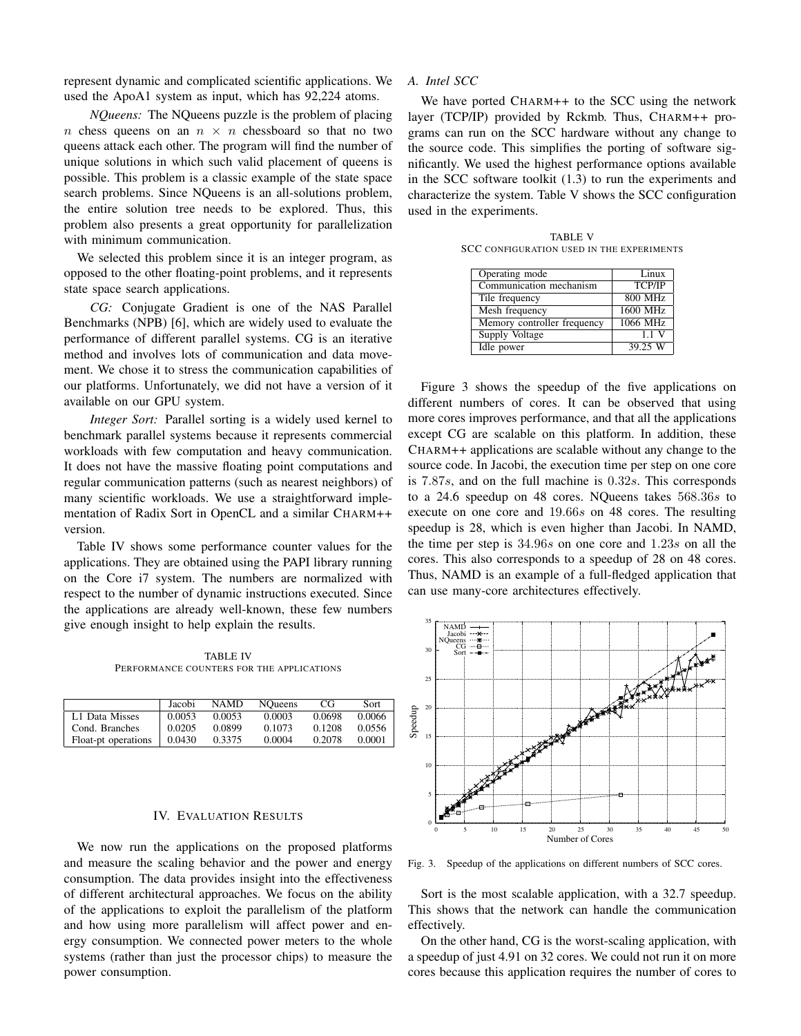represent dynamic and complicated scientific applications. We used the ApoA1 system as input, which has 92,224 atoms.

*NQueens:* The NQueens puzzle is the problem of placing $n$ chess queens on an $n \times n$ chessboard so that no two queens attack each other. The program will find the number of unique solutions in which such valid placement of queens is possible. This problem is a classic example of the state space search problems. Since NQueens is an all-solutions problem, the entire solution tree needs to be explored. Thus, this problem also presents a great opportunity for parallelization with minimum communication.

We selected this problem since it is an integer program, as opposed to the other floating-point problems, and it represents state space search applications.

*CG:* Conjugate Gradient is one of the NAS Parallel Benchmarks (NPB) [6], which are widely used to evaluate the performance of different parallel systems. CG is an iterative method and involves lots of communication and data movement. We chose it to stress the communication capabilities of our platforms. Unfortunately, we did not have a version of it available on our GPU system.

*Integer Sort:* Parallel sorting is a widely used kernel to benchmark parallel systems because it represents commercial workloads with few computation and heavy communication. It does not have the massive floating point computations and regular communication patterns (such as nearest neighbors) of many scientific workloads. We use a straightforward implementation of Radix Sort in OpenCL and a similar CHARM++ version.

Table IV shows some performance counter values for the applications. They are obtained using the PAPI library running on the Core i7 system. The numbers are normalized with respect to the number of dynamic instructions executed. Since the applications are already well-known, these few numbers give enough insight to help explain the results.

TABLE IV
PERFORMANCE COUNTERS FOR THE APPLICATIONS

| | Jacobi | NAMD | NQueens | CG | Sort |
|---|---|---|---|---|---|
| L1 Data Misses | 0.0053 | 0.0053 | 0.0003 | 0.0698 | 0.0066 |
| Cond. Branches | 0.0205 | 0.0899 | 0.1073 | 0.1208 | 0.0556 |
| Float-pt operations | 0.0430 | 0.3375 | 0.0004 | 0.2078 | 0.0001 |

## IV. EVALUATION RESULTS

We now run the applications on the proposed platforms and measure the scaling behavior and the power and energy consumption. The data provides insight into the effectiveness of different architectural approaches. We focus on the ability of the applications to exploit the parallelism of the platform and how using more parallelism will affect power and energy consumption. We connected power meters to the whole systems (rather than just the processor chips) to measure the power consumption.

### A. Intel SCC

We have ported CHARM++ to the SCC using the network layer (TCP/IP) provided by Rckmb. Thus, CHARM++ programs can run on the SCC hardware without any change to the source code. This simplifies the porting of software significantly. We used the highest performance options available in the SCC software toolkit (1.3) to run the experiments and characterize the system. Table V shows the SCC configuration used in the experiments.

TABLE V
SCC CONFIGURATION USED IN THE EXPERIMENTS

| | |
|---|---|
| Operating mode | Linux |
| Communication mechanism | TCP/IP |
| Tile frequency | 800 MHz |
| Mesh frequency | 1600 MHz |
| Memory controller frequency | 1066 MHz |
| Supply Voltage | 1.1 V |
| Idle power | 39.25 W |

Figure 3 shows the speedup of the five applications on different numbers of cores. It can be observed that using more cores improves performance, and that all the applications except CG are scalable on this platform. In addition, these CHARM++ applications are scalable without any change to the source code. In Jacobi, the execution time per step on one core is $7.87s$, and on the full machine is $0.32s$. This corresponds to a 24.6 speedup on 48 cores. NQueens takes $568.36s$ to execute on one core and $19.66s$ on 48 cores. The resulting speedup is 28, which is even higher than Jacobi. In NAMD, the time per step is $34.96s$ on one core and $1.23s$ on all the cores. This also corresponds to a speedup of 28 on 48 cores. Thus, NAMD is an example of a full-fledged application that can use many-core architectures effectively.

Fig. 3. Speedup of the applications on different numbers of SCC cores.

Sort is the most scalable application, with a 32.7 speedup. This shows that the network can handle the communication effectively.

On the other hand, CG is the worst-scaling application, with a speedup of just 4.91 on 32 cores. We could not run it on more cores because this application requires the number of cores to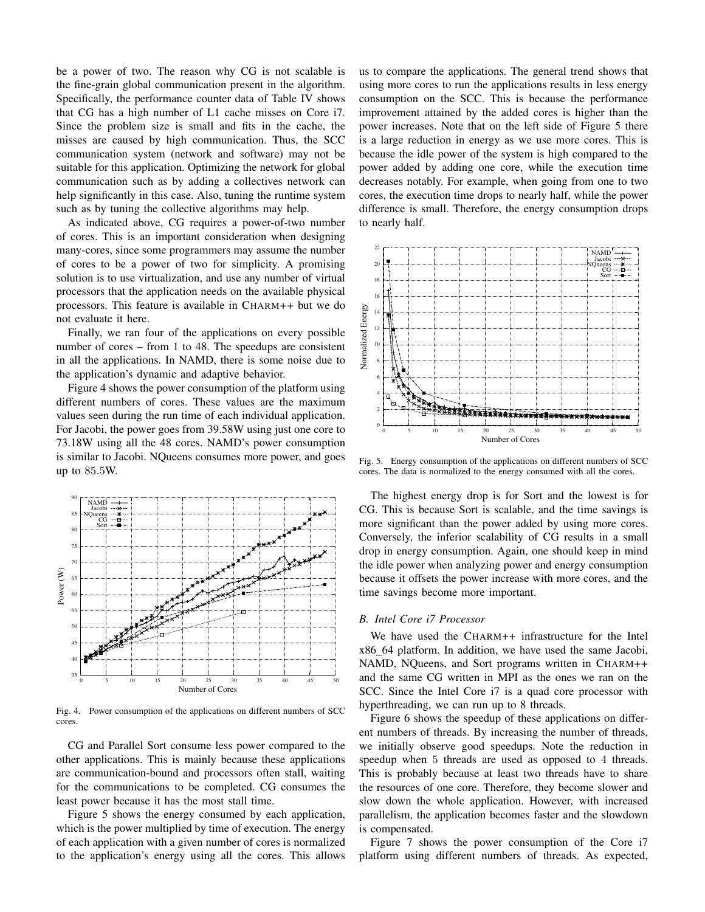be a power of two. The reason why CG is not scalable is the fine-grain global communication present in the algorithm. Specifically, the performance counter data of Table IV shows that CG has a high number of L1 cache misses on Core i7. Since the problem size is small and fits in the cache, the misses are caused by high communication. Thus, the SCC communication system (network and software) may not be suitable for this application. Optimizing the network for global communication such as by adding a collectives network can help significantly in this case. Also, tuning the runtime system such as by tuning the collective algorithms may help.

As indicated above, CG requires a power-of-two number of cores. This is an important consideration when designing many-cores, since some programmers may assume the number of cores to be a power of two for simplicity. A promising solution is to use virtualization, and use any number of virtual processors that the application needs on the available physical processors. This feature is available in CHARM++ but we do not evaluate it here.

Finally, we ran four of the applications on every possible number of cores – from 1 to 48. The speedups are consistent in all the applications. In NAMD, there is some noise due to the application's dynamic and adaptive behavior.

Figure 4 shows the power consumption of the platform using different numbers of cores. These values are the maximum values seen during the run time of each individual application. For Jacobi, the power goes from 39.58W using just one core to 73.18W using all the 48 cores. NAMD's power consumption is similar to Jacobi. NQueens consumes more power, and goes up to 85.5W.

Fig. 4. Power consumption of the applications on different numbers of SCC cores.

CG and Parallel Sort consume less power compared to the other applications. This is mainly because these applications are communication-bound and processors often stall, waiting for the communications to be completed. CG consumes the least power because it has the most stall time.

Figure 5 shows the energy consumed by each application, which is the power multiplied by time of execution. The energy of each application with a given number of cores is normalized to the application's energy using all the cores. This allows us to compare the applications. The general trend shows that using more cores to run the applications results in less energy consumption on the SCC. This is because the performance improvement attained by the added cores is higher than the power increases. Note that on the left side of Figure 5 there is a large reduction in energy as we use more cores. This is because the idle power of the system is high compared to the power added by adding one core, while the execution time decreases notably. For example, when going from one to two cores, the execution time drops to nearly half, while the power difference is small. Therefore, the energy consumption drops to nearly half.

Fig. 5. Energy consumption of the applications on different numbers of SCC cores. The data is normalized to the energy consumed with all the cores.

The highest energy drop is for Sort and the lowest is for CG. This is because Sort is scalable, and the time savings is more significant than the power added by using more cores. Conversely, the inferior scalability of CG results in a small drop in energy consumption. Again, one should keep in mind the idle power when analyzing power and energy consumption because it offsets the power increase with more cores, and the time savings become more important.

### *B. Intel Core i7 Processor*

We have used the CHARM++ infrastructure for the Intel x86_64 platform. In addition, we have used the same Jacobi, NAMD, NQueens, and Sort programs written in CHARM++ and the same CG written in MPI as the ones we ran on the SCC. Since the Intel Core i7 is a quad core processor with hyperthreading, we can run up to 8 threads.

Figure 6 shows the speedup of these applications on different numbers of threads. By increasing the number of threads, we initially observe good speedups. Note the reduction in speedup when 5 threads are used as opposed to 4 threads. This is probably because at least two threads have to share the resources of one core. Therefore, they become slower and slow down the whole application. However, with increased parallelism, the application becomes faster and the slowdown is compensated.

Figure 7 shows the power consumption of the Core i7 platform using different numbers of threads. As expected,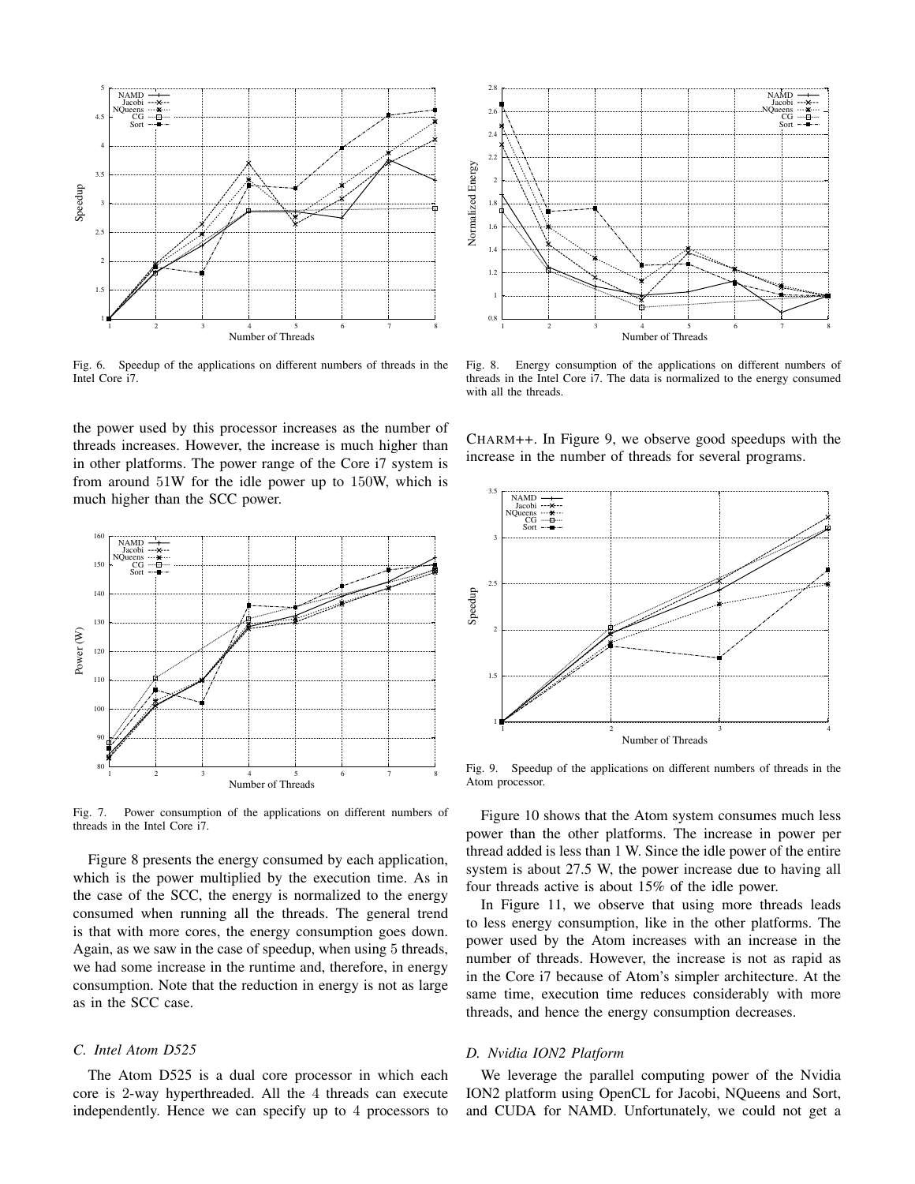Fig. 6. Speedup of the applications on different numbers of threads in the Intel Core i7.

the power used by this processor increases as the number of threads increases. However, the increase is much higher than in other platforms. The power range of the Core i7 system is from around 51W for the idle power up to 150W, which is much higher than the SCC power.

Fig. 7. Power consumption of the applications on different numbers of threads in the Intel Core i7.

Figure 8 presents the energy consumed by each application, which is the power multiplied by the execution time. As in the case of the SCC, the energy is normalized to the energy consumed when running all the threads. The general trend is that with more cores, the energy consumption goes down. Again, as we saw in the case of speedup, when using 5 threads, we had some increase in the runtime and, therefore, in energy consumption. Note that the reduction in energy is not as large as in the SCC case.

### C. Intel Atom D525

The Atom D525 is a dual core processor in which each core is 2-way hyperthreaded. All the 4 threads can execute independently. Hence we can specify up to 4 processors to CHARM++. In Figure 9, we observe good speedups with the increase in the number of threads for several programs.

Fig. 8. Energy consumption of the applications on different numbers of threads in the Intel Core i7. The data is normalized to the energy consumed with all the threads.

Fig. 9. Speedup of the applications on different numbers of threads in the Atom processor.

Figure 10 shows that the Atom system consumes much less power than the other platforms. The increase in power per thread added is less than 1 W. Since the idle power of the entire system is about 27.5 W, the power increase due to having all four threads active is about 15% of the idle power.

In Figure 11, we observe that using more threads leads to less energy consumption, like in the other platforms. The power used by the Atom increases with an increase in the number of threads. However, the increase is not as rapid as in the Core i7 because of Atom's simpler architecture. At the same time, execution time reduces considerably with more threads, and hence the energy consumption decreases.

### D. Nvidia ION2 Platform

We leverage the parallel computing power of the Nvidia ION2 platform using OpenCL for Jacobi, NQueens and Sort, and CUDA for NAMD. Unfortunately, we could not get a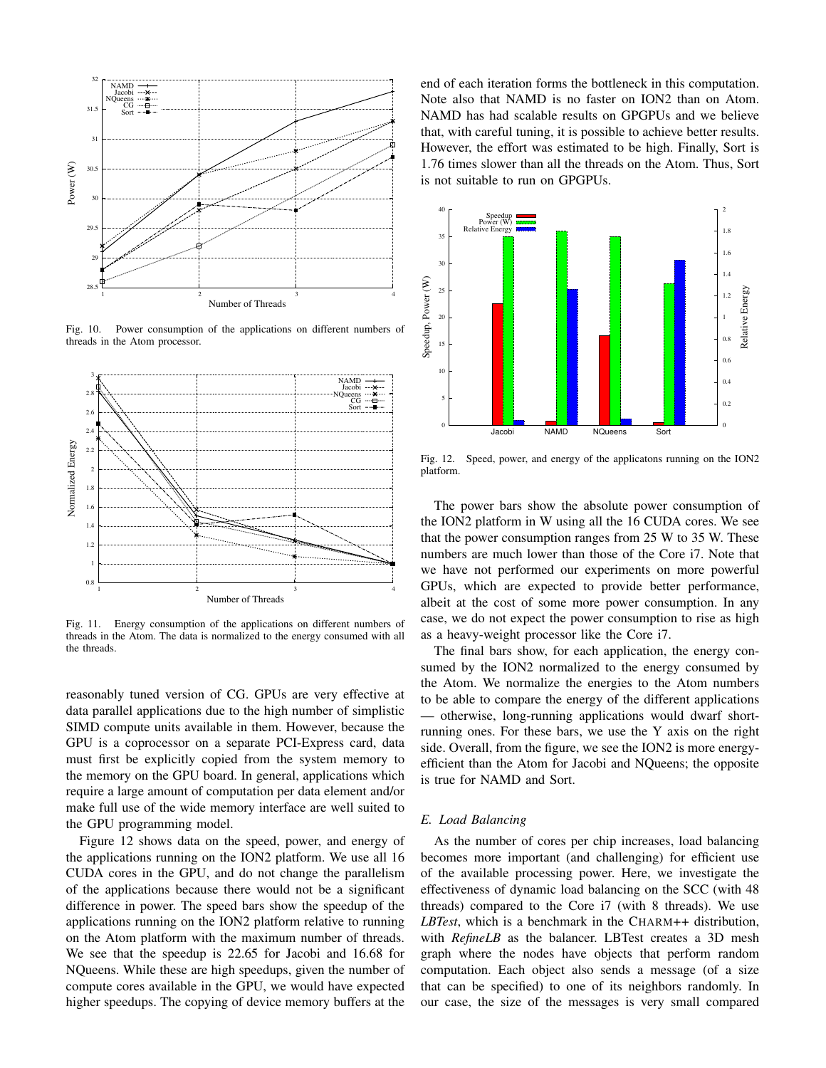Fig. 10. Power consumption of the applications on different numbers of threads in the Atom processor.

Fig. 11. Energy consumption of the applications on different numbers of threads in the Atom. The data is normalized to the energy consumed with all the threads.

reasonably tuned version of CG. GPUs are very effective at data parallel applications due to the high number of simplistic SIMD compute units available in them. However, because the GPU is a coprocessor on a separate PCI-Express card, data must first be explicitly copied from the system memory to the memory on the GPU board. In general, applications which require a large amount of computation per data element and/or make full use of the wide memory interface are well suited to the GPU programming model.

Figure 12 shows data on the speed, power, and energy of the applications running on the ION2 platform. We use all 16 CUDA cores in the GPU, and do not change the parallelism of the applications because there would not be a significant difference in power. The speed bars show the speedup of the applications running on the ION2 platform relative to running on the Atom platform with the maximum number of threads. We see that the speedup is 22.65 for Jacobi and 16.68 for NQueens. While these are high speedups, given the number of compute cores available in the GPU, we would have expected higher speedups. The copying of device memory buffers at the end of each iteration forms the bottleneck in this computation. Note also that NAMD is no faster on ION2 than on Atom. NAMD has had scalable results on GPGPUs and we believe that, with careful tuning, it is possible to achieve better results. However, the effort was estimated to be high. Finally, Sort is 1.76 times slower than all the threads on the Atom. Thus, Sort is not suitable to run on GPGPUs.

Fig. 12. Speed, power, and energy of the applicatons running on the ION2 platform.

The power bars show the absolute power consumption of the ION2 platform in W using all the 16 CUDA cores. We see that the power consumption ranges from 25 W to 35 W. These numbers are much lower than those of the Core i7. Note that we have not performed our experiments on more powerful GPUs, which are expected to provide better performance, albeit at the cost of some more power consumption. In any case, we do not expect the power consumption to rise as high as a heavy-weight processor like the Core i7.

The final bars show, for each application, the energy consumed by the ION2 normalized to the energy consumed by the Atom. We normalize the energies to the Atom numbers to be able to compare the energy of the different applications — otherwise, long-running applications would dwarf short-running ones. For these bars, we use the Y axis on the right side. Overall, from the figure, we see the ION2 is more energy-efficient than the Atom for Jacobi and NQueens; the opposite is true for NAMD and Sort.

### *E. Load Balancing*

As the number of cores per chip increases, load balancing becomes more important (and challenging) for efficient use of the available processing power. Here, we investigate the effectiveness of dynamic load balancing on the SCC (with 48 threads) compared to the Core i7 (with 8 threads). We use *LBTest*, which is a benchmark in the CHARM++ distribution, with *RefineLB* as the balancer. LBTest creates a 3D mesh graph where the nodes have objects that perform random computation. Each object also sends a message (of a size that can be specified) to one of its neighbors randomly. In our case, the size of the messages is very small compared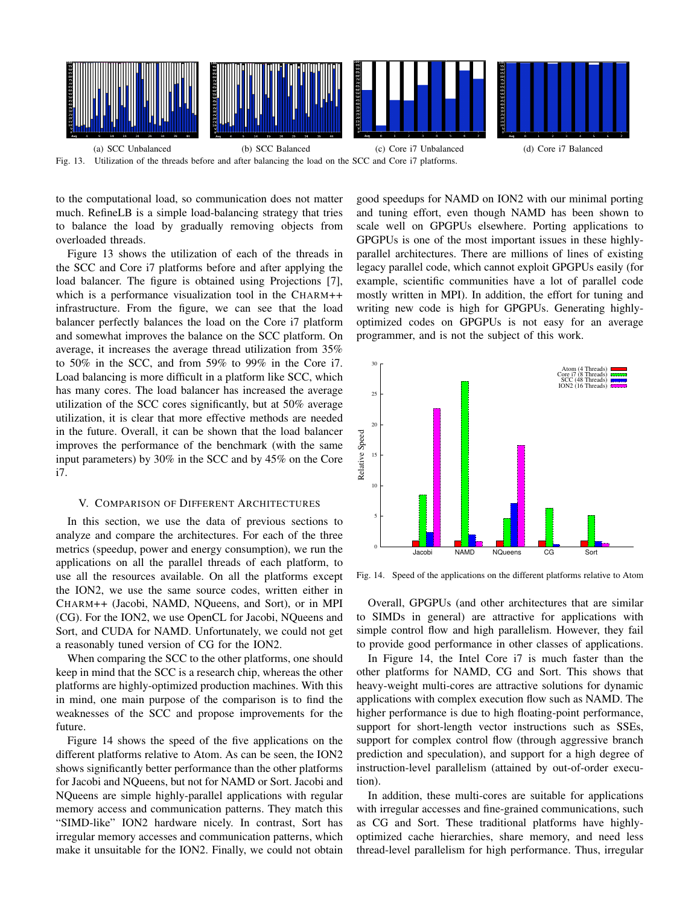(a) SCC Unbalanced (b) SCC Balanced (c) Core i7 Unbalanced (d) Core i7 Balanced

Fig. 13. Utilization of the threads before and after balancing the load on the SCC and Core i7 platforms.

to the computational load, so communication does not matter much. RefineLB is a simple load-balancing strategy that tries to balance the load by gradually removing objects from overloaded threads.

Figure 13 shows the utilization of each of the threads in the SCC and Core i7 platforms before and after applying the load balancer. The figure is obtained using Projections [7], which is a performance visualization tool in the CHARM++ infrastructure. From the figure, we can see that the load balancer perfectly balances the load on the Core i7 platform and somewhat improves the balance on the SCC platform. On average, it increases the average thread utilization from 35% to 50% in the SCC, and from 59% to 99% in the Core i7. Load balancing is more difficult in a platform like SCC, which has many cores. The load balancer has increased the average utilization of the SCC cores significantly, but at 50% average utilization, it is clear that more effective methods are needed in the future. Overall, it can be shown that the load balancer improves the performance of the benchmark (with the same input parameters) by 30% in the SCC and by 45% on the Core i7.

## V. Comparison of Different Architectures

In this section, we use the data of previous sections to analyze and compare the architectures. For each of the three metrics (speedup, power and energy consumption), we run the applications on all the parallel threads of each platform, to use all the resources available. On all the platforms except the ION2, we use the same source codes, written either in CHARM++ (Jacobi, NAMD, NQueens, and Sort), or in MPI (CG). For the ION2, we use OpenCL for Jacobi, NQueens and Sort, and CUDA for NAMD. Unfortunately, we could not get a reasonably tuned version of CG for the ION2.

When comparing the SCC to the other platforms, one should keep in mind that the SCC is a research chip, whereas the other platforms are highly-optimized production machines. With this in mind, one main purpose of the comparison is to find the weaknesses of the SCC and propose improvements for the future.

Figure 14 shows the speed of the five applications on the different platforms relative to Atom. As can be seen, the ION2 shows significantly better performance than the other platforms for Jacobi and NQueens, but not for NAMD or Sort. Jacobi and NQueens are simple highly-parallel applications with regular memory access and communication patterns. They match this "SIMD-like" ION2 hardware nicely. In contrast, Sort has irregular memory accesses and communication patterns, which make it unsuitable for the ION2. Finally, we could not obtain good speedups for NAMD on ION2 with our minimal porting and tuning effort, even though NAMD has been shown to scale well on GPGPUs elsewhere. Porting applications to GPGPUs is one of the most important issues in these highly-parallel architectures. There are millions of lines of existing legacy parallel code, which cannot exploit GPGPUs easily (for example, scientific communities have a lot of parallel code mostly written in MPI). In addition, the effort for tuning and writing new code is high for GPGPUs. Generating highly-optimized codes on GPGPUs is not easy for an average programmer, and is not the subject of this work.

Fig. 14. Speed of the applications on the different platforms relative to Atom

Overall, GPGPUs (and other architectures that are similar to SIMDs in general) are attractive for applications with simple control flow and high parallelism. However, they fail to provide good performance in other classes of applications.

In Figure 14, the Intel Core i7 is much faster than the other platforms for NAMD, CG and Sort. This shows that heavy-weight multi-cores are attractive solutions for dynamic applications with complex execution flow such as NAMD. The higher performance is due to high floating-point performance, support for short-length vector instructions such as SSEs, support for complex control flow (through aggressive branch prediction and speculation), and support for a high degree of instruction-level parallelism (attained by out-of-order execution).

In addition, these multi-cores are suitable for applications with irregular accesses and fine-grained communications, such as CG and Sort. These traditional platforms have highly-optimized cache hierarchies, share memory, and need less thread-level parallelism for high performance. Thus, irregular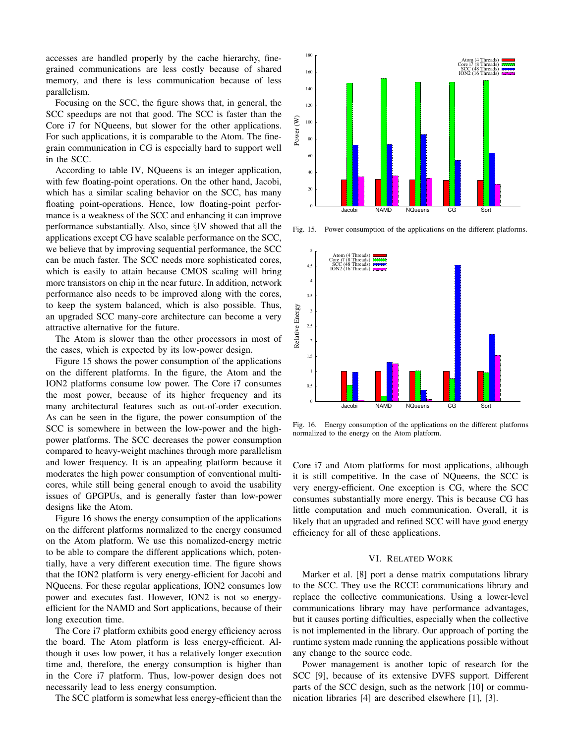accesses are handled properly by the cache hierarchy, fine-grained communications are less costly because of shared memory, and there is less communication because of less parallelism.

Focusing on the SCC, the figure shows that, in general, the SCC speedups are not that good. The SCC is faster than the Core i7 for NQueens, but slower for the other applications. For such applications, it is comparable to the Atom. The fine-grain communication in CG is especially hard to support well in the SCC.

According to table IV, NQueens is an integer application, with few floating-point operations. On the other hand, Jacobi, which has a similar scaling behavior on the SCC, has many floating point-operations. Hence, low floating-point performance is a weakness of the SCC and enhancing it can improve performance substantially. Also, since §IV showed that all the applications except CG have scalable performance on the SCC, we believe that by improving sequential performance, the SCC can be much faster. The SCC needs more sophisticated cores, which is easily to attain because CMOS scaling will bring more transistors on chip in the near future. In addition, network performance also needs to be improved along with the cores, to keep the system balanced, which is also possible. Thus, an upgraded SCC many-core architecture can become a very attractive alternative for the future.

The Atom is slower than the other processors in most of the cases, which is expected by its low-power design.

Figure 15 shows the power consumption of the applications on the different platforms. In the figure, the Atom and the ION2 platforms consume low power. The Core i7 consumes the most power, because of its higher frequency and its many architectural features such as out-of-order execution. As can be seen in the figure, the power consumption of the SCC is somewhere in between the low-power and the high-power platforms. The SCC decreases the power consumption compared to heavy-weight machines through more parallelism and lower frequency. It is an appealing platform because it moderates the high power consumption of conventional multi-cores, while still being general enough to avoid the usability issues of GPGPUs, and is generally faster than low-power designs like the Atom.

Figure 16 shows the energy consumption of the applications on the different platforms normalized to the energy consumed on the Atom platform. We use this nomalized-energy metric to be able to compare the different applications which, potentially, have a very different execution time. The figure shows that the ION2 platform is very energy-efficient for Jacobi and NQueens. For these regular applications, ION2 consumes low power and executes fast. However, ION2 is not so energy-efficient for the NAMD and Sort applications, because of their long execution time.

The Core i7 platform exhibits good energy efficiency across the board. The Atom platform is less energy-efficient. Although it uses low power, it has a relatively longer execution time and, therefore, the energy consumption is higher than in the Core i7 platform. Thus, low-power design does not necessarily lead to less energy consumption.

The SCC platform is somewhat less energy-efficient than the Core i7 and Atom platforms for most applications, although it is still competitive. In the case of NQueens, the SCC is very energy-efficient. One exception is CG, where the SCC consumes substantially more energy. This is because CG has little computation and much communication. Overall, it is likely that an upgraded and refined SCC will have good energy efficiency for all of these applications.

Fig. 15. Power consumption of the applications on the different platforms.

Fig. 16. Energy consumption of the applications on the different platforms normalized to the energy on the Atom platform.

## VI. Related Work

Marker et al. [8] port a dense matrix computations library to the SCC. They use the RCCE communications library and replace the collective communications. Using a lower-level communications library may have performance advantages, but it causes porting difficulties, especially when the collective is not implemented in the library. Our approach of porting the runtime system made running the applications possible without any change to the source code.

Power management is another topic of research for the SCC [9], because of its extensive DVFS support. Different parts of the SCC design, such as the network [10] or communication libraries [4] are described elsewhere [1], [3].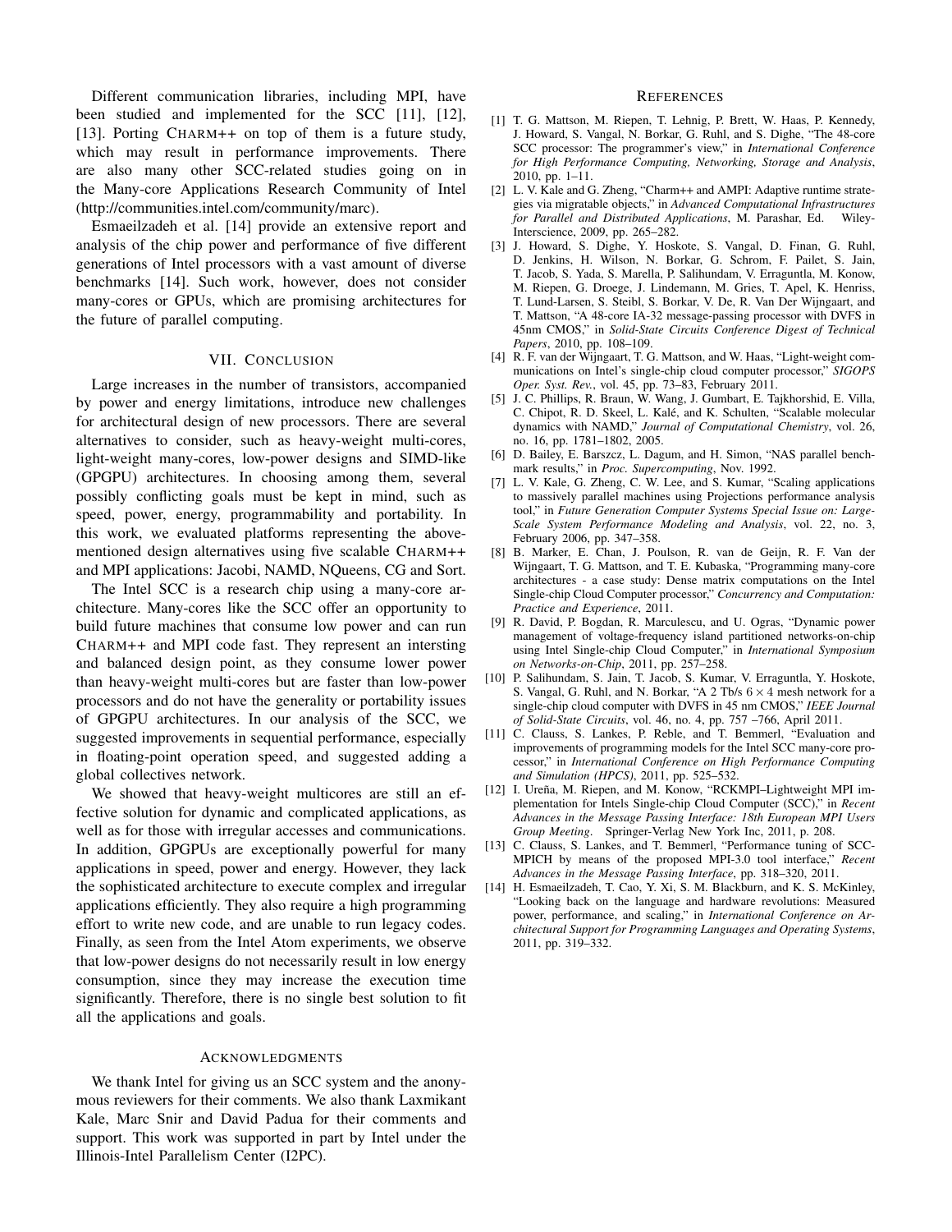Different communication libraries, including MPI, have been studied and implemented for the SCC [11], [12], [13]. Porting CHARM++ on top of them is a future study, which may result in performance improvements. There are also many other SCC-related studies going on in the Many-core Applications Research Community of Intel (http://communities.intel.com/community/marc).

Esmaeilzadeh et al. [14] provide an extensive report and analysis of the chip power and performance of five different generations of Intel processors with a vast amount of diverse benchmarks [14]. Such work, however, does not consider many-cores or GPUs, which are promising architectures for the future of parallel computing.

## VII. CONCLUSION

Large increases in the number of transistors, accompanied by power and energy limitations, introduce new challenges for architectural design of new processors. There are several alternatives to consider, such as heavy-weight multi-cores, light-weight many-cores, low-power designs and SIMD-like (GPGPU) architectures. In choosing among them, several possibly conflicting goals must be kept in mind, such as speed, power, energy, programmability and portability. In this work, we evaluated platforms representing the above-mentioned design alternatives using five scalable CHARM++ and MPI applications: Jacobi, NAMD, NQueens, CG and Sort.

The Intel SCC is a research chip using a many-core architecture. Many-cores like the SCC offer an opportunity to build future machines that consume low power and can run CHARM++ and MPI code fast. They represent an intersting and balanced design point, as they consume lower power than heavy-weight multi-cores but are faster than low-power processors and do not have the generality or portability issues of GPGPU architectures. In our analysis of the SCC, we suggested improvements in sequential performance, especially in floating-point operation speed, and suggested adding a global collectives network.

We showed that heavy-weight multicores are still an effective solution for dynamic and complicated applications, as well as for those with irregular accesses and communications. In addition, GPGPUs are exceptionally powerful for many applications in speed, power and energy. However, they lack the sophisticated architecture to execute complex and irregular applications efficiently. They also require a high programming effort to write new code, and are unable to run legacy codes. Finally, as seen from the Intel Atom experiments, we observe that low-power designs do not necessarily result in low energy consumption, since they may increase the execution time significantly. Therefore, there is no single best solution to fit all the applications and goals.

## ACKNOWLEDGMENTS

We thank Intel for giving us an SCC system and the anonymous reviewers for their comments. We also thank Laxmikant Kale, Marc Snir and David Padua for their comments and support. This work was supported in part by Intel under the Illinois-Intel Parallelism Center (I2PC).

## REFERENCES

[1] T. G. Mattson, M. Riepen, T. Lehnig, P. Brett, W. Haas, P. Kennedy, J. Howard, S. Vangal, N. Borkar, G. Ruhl, and S. Dighe, "The 48-core SCC processor: The programmer's view," in *International Conference for High Performance Computing, Networking, Storage and Analysis*, 2010, pp. 1–11.

[2] L. V. Kale and G. Zheng, "Charm++ and AMPI: Adaptive runtime strategies via migratable objects," in *Advanced Computational Infrastructures for Parallel and Distributed Applications*, M. Parashar, Ed. Wiley-Interscience, 2009, pp. 265–282.

[3] J. Howard, S. Dighe, Y. Hoskote, S. Vangal, D. Finan, G. Ruhl, D. Jenkins, H. Wilson, N. Borkar, G. Schrom, F. Pailet, S. Jain, T. Jacob, S. Yada, S. Marella, P. Salihundam, V. Erraguntla, M. Konow, M. Riepen, G. Droege, J. Lindemann, M. Gries, T. Apel, K. Henriss, T. Lund-Larsen, S. Steibl, S. Borkar, V. De, R. Van Der Wijngaart, and T. Mattson, "A 48-core IA-32 message-passing processor with DVFS in 45nm CMOS," in *Solid-State Circuits Conference Digest of Technical Papers*, 2010, pp. 108–109.

[4] R. F. van der Wijngaart, T. G. Mattson, and W. Haas, "Light-weight communications on Intel's single-chip cloud computer processor," *SIGOPS Oper. Syst. Rev.*, vol. 45, pp. 73–83, February 2011.

[5] J. C. Phillips, R. Braun, W. Wang, J. Gumbart, E. Tajkhorshid, E. Villa, C. Chipot, R. D. Skeel, L. Kalé, and K. Schulten, "Scalable molecular dynamics with NAMD," *Journal of Computational Chemistry*, vol. 26, no. 16, pp. 1781–1802, 2005.

[6] D. Bailey, E. Barszcz, L. Dagum, and H. Simon, "NAS parallel benchmark results," in *Proc. Supercomputing*, Nov. 1992.

[7] L. V. Kale, G. Zheng, C. W. Lee, and S. Kumar, "Scaling applications to massively parallel machines using Projections performance analysis tool," in *Future Generation Computer Systems Special Issue on: Large-Scale System Performance Modeling and Analysis*, vol. 22, no. 3, February 2006, pp. 347–358.

[8] B. Marker, E. Chan, J. Poulson, R. van de Geijn, R. F. Van der Wijngaart, T. G. Mattson, and T. E. Kubaska, "Programming many-core architectures - a case study: Dense matrix computations on the Intel Single-chip Cloud Computer processor," *Concurrency and Computation: Practice and Experience*, 2011.

[9] R. David, P. Bogdan, R. Marculescu, and U. Ogras, "Dynamic power management of voltage-frequency island partitioned networks-on-chip using Intel Single-chip Cloud Computer," in *International Symposium on Networks-on-Chip*, 2011, pp. 257–258.

[10] P. Salihundam, S. Jain, T. Jacob, S. Kumar, V. Erraguntla, Y. Hoskote, S. Vangal, G. Ruhl, and N. Borkar, "A 2 Tb/s $6 \times 4$ mesh network for a single-chip cloud computer with DVFS in 45 nm CMOS," *IEEE Journal of Solid-State Circuits*, vol. 46, no. 4, pp. 757 –766, April 2011.

[11] C. Clauss, S. Lankes, P. Reble, and T. Bemmerl, "Evaluation and improvements of programming models for the Intel SCC many-core processor," in *International Conference on High Performance Computing and Simulation (HPCS)*, 2011, pp. 525–532.

[12] I. Ureña, M. Riepen, and M. Konow, "RCKMPI–Lightweight MPI implementation for Intels Single-chip Cloud Computer (SCC)," in *Recent Advances in the Message Passing Interface: 18th European MPI Users Group Meeting*. Springer-Verlag New York Inc, 2011, p. 208.

[13] C. Clauss, S. Lankes, and T. Bemmerl, "Performance tuning of SCC-MPICH by means of the proposed MPI-3.0 tool interface," *Recent Advances in the Message Passing Interface*, pp. 318–320, 2011.

[14] H. Esmaeilzadeh, T. Cao, Y. Xi, S. M. Blackburn, and K. S. McKinley, "Looking back on the language and hardware revolutions: Measured power, performance, and scaling," in *International Conference on Architectural Support for Programming Languages and Operating Systems*, 2011, pp. 319–332.